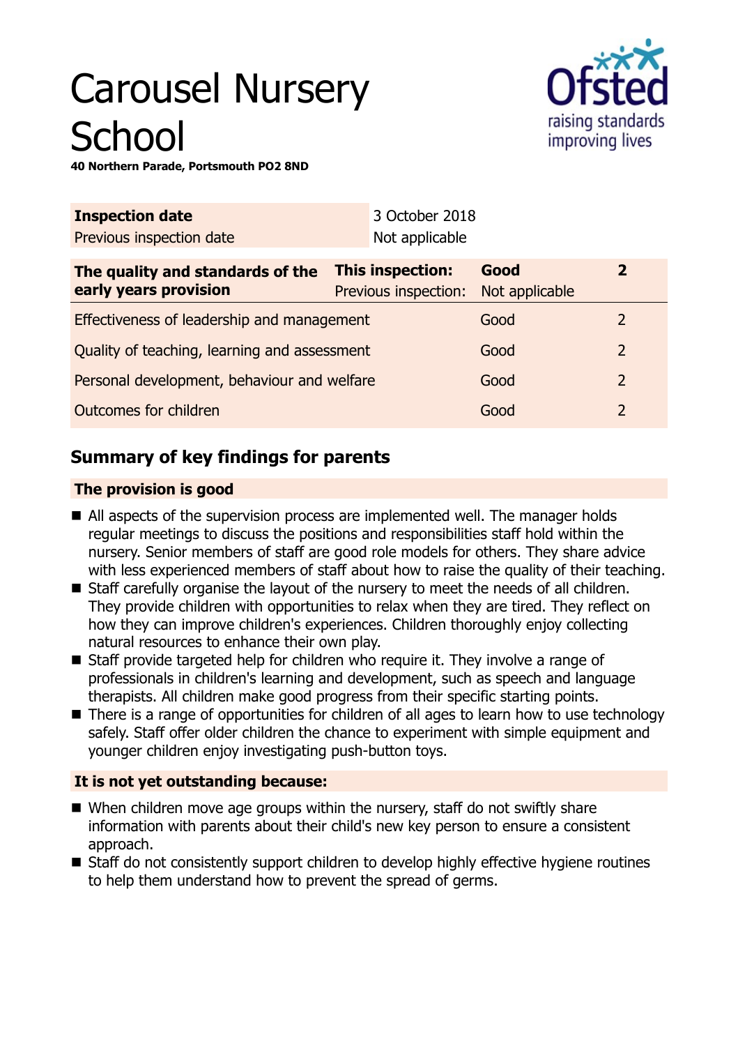# Carousel Nursery School

**40 Northern Parade, Portsmouth PO2 8ND**

| **Inspection date** | 3 October 2018 |
|---|---|
| Previous inspection date | Not applicable |

| **The quality and standards of the early years provision** | **This inspection:** Previous inspection: | **Good** Not applicable | **2** |
|---|---|---|---|
| Effectiveness of leadership and management | | Good | 2 |
| Quality of teaching, learning and assessment | | Good | 2 |
| Personal development, behaviour and welfare | | Good | 2 |
| Outcomes for children | | Good | 2 |

## Summary of key findings for parents

### The provision is good

- All aspects of the supervision process are implemented well. The manager holds regular meetings to discuss the positions and responsibilities staff hold within the nursery. Senior members of staff are good role models for others. They share advice with less experienced members of staff about how to raise the quality of their teaching.
- Staff carefully organise the layout of the nursery to meet the needs of all children. They provide children with opportunities to relax when they are tired. They reflect on how they can improve children's experiences. Children thoroughly enjoy collecting natural resources to enhance their own play.
- Staff provide targeted help for children who require it. They involve a range of professionals in children's learning and development, such as speech and language therapists. All children make good progress from their specific starting points.
- There is a range of opportunities for children of all ages to learn how to use technology safely. Staff offer older children the chance to experiment with simple equipment and younger children enjoy investigating push-button toys.

### It is not yet outstanding because:

- When children move age groups within the nursery, staff do not swiftly share information with parents about their child's new key person to ensure a consistent approach.
- Staff do not consistently support children to develop highly effective hygiene routines to help them understand how to prevent the spread of germs.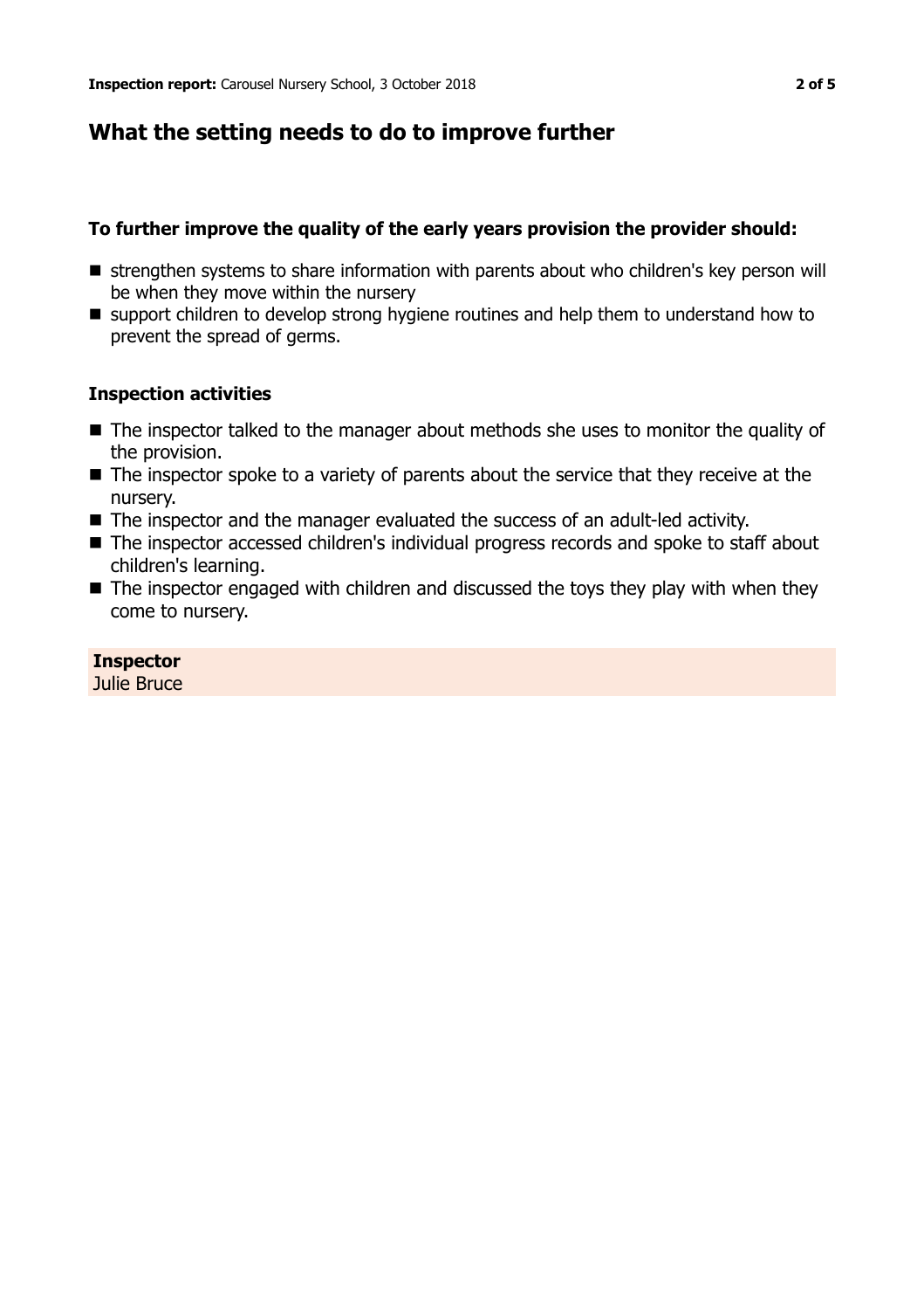## What the setting needs to do to improve further

### To further improve the quality of the early years provision the provider should:

- strengthen systems to share information with parents about who children's key person will be when they move within the nursery
- support children to develop strong hygiene routines and help them to understand how to prevent the spread of germs.

### Inspection activities

- The inspector talked to the manager about methods she uses to monitor the quality of the provision.
- The inspector spoke to a variety of parents about the service that they receive at the nursery.
- The inspector and the manager evaluated the success of an adult-led activity.
- The inspector accessed children's individual progress records and spoke to staff about children's learning.
- The inspector engaged with children and discussed the toys they play with when they come to nursery.

**Inspector**
Julie Bruce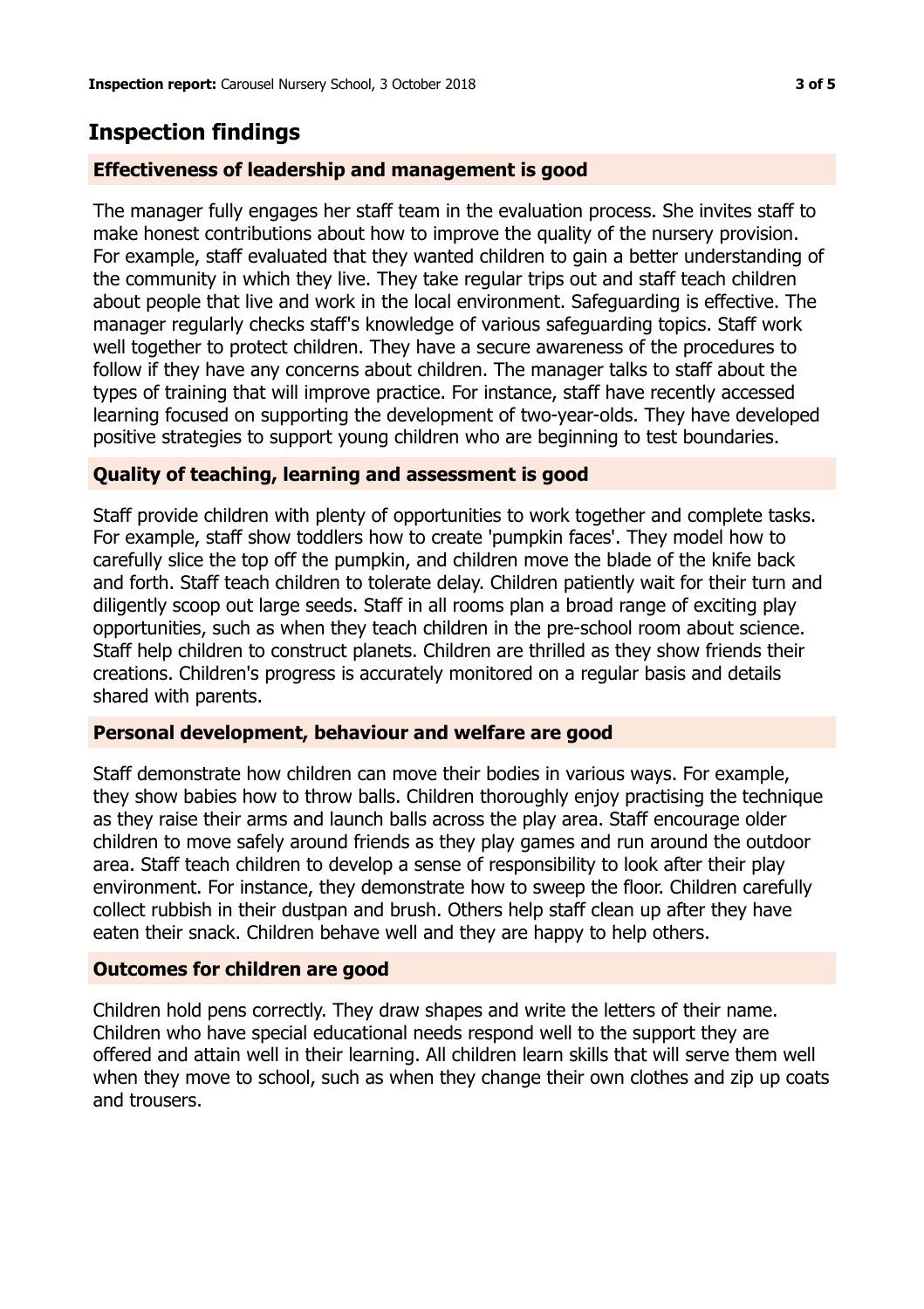## Inspection findings

### Effectiveness of leadership and management is good

The manager fully engages her staff team in the evaluation process. She invites staff to make honest contributions about how to improve the quality of the nursery provision. For example, staff evaluated that they wanted children to gain a better understanding of the community in which they live. They take regular trips out and staff teach children about people that live and work in the local environment. Safeguarding is effective. The manager regularly checks staff's knowledge of various safeguarding topics. Staff work well together to protect children. They have a secure awareness of the procedures to follow if they have any concerns about children. The manager talks to staff about the types of training that will improve practice. For instance, staff have recently accessed learning focused on supporting the development of two-year-olds. They have developed positive strategies to support young children who are beginning to test boundaries.

### Quality of teaching, learning and assessment is good

Staff provide children with plenty of opportunities to work together and complete tasks. For example, staff show toddlers how to create 'pumpkin faces'. They model how to carefully slice the top off the pumpkin, and children move the blade of the knife back and forth. Staff teach children to tolerate delay. Children patiently wait for their turn and diligently scoop out large seeds. Staff in all rooms plan a broad range of exciting play opportunities, such as when they teach children in the pre-school room about science. Staff help children to construct planets. Children are thrilled as they show friends their creations. Children's progress is accurately monitored on a regular basis and details shared with parents.

### Personal development, behaviour and welfare are good

Staff demonstrate how children can move their bodies in various ways. For example, they show babies how to throw balls. Children thoroughly enjoy practising the technique as they raise their arms and launch balls across the play area. Staff encourage older children to move safely around friends as they play games and run around the outdoor area. Staff teach children to develop a sense of responsibility to look after their play environment. For instance, they demonstrate how to sweep the floor. Children carefully collect rubbish in their dustpan and brush. Others help staff clean up after they have eaten their snack. Children behave well and they are happy to help others.

### Outcomes for children are good

Children hold pens correctly. They draw shapes and write the letters of their name. Children who have special educational needs respond well to the support they are offered and attain well in their learning. All children learn skills that will serve them well when they move to school, such as when they change their own clothes and zip up coats and trousers.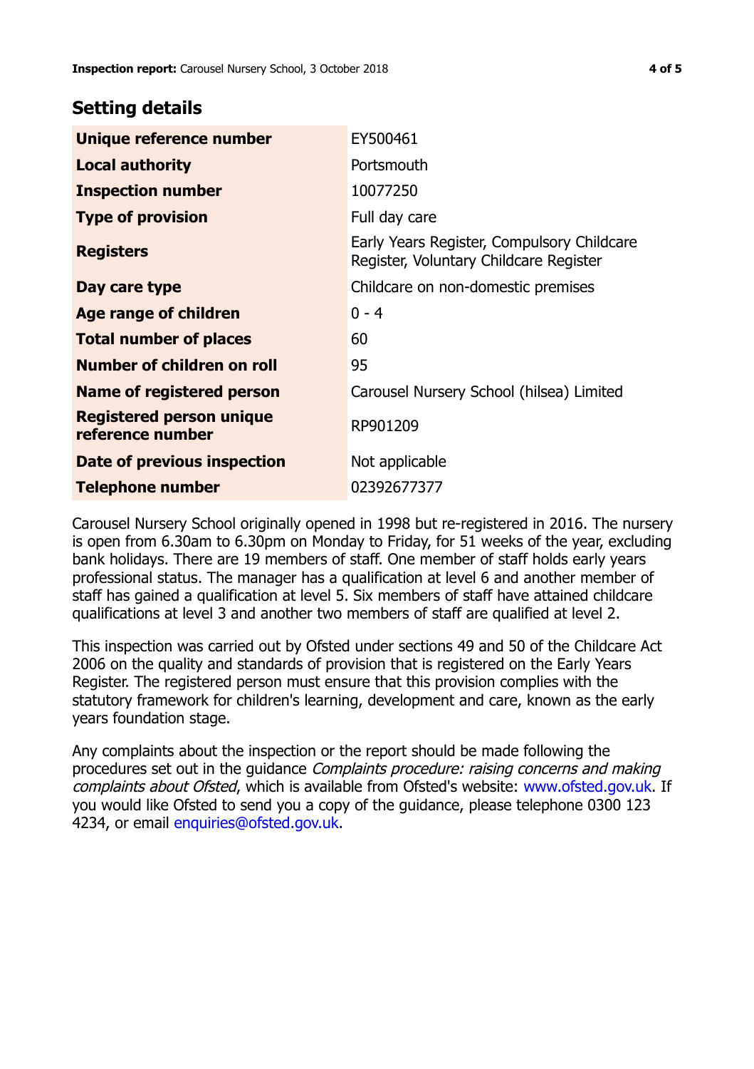## Setting details

| | |
|---|---|
| **Unique reference number** | EY500461 |
| **Local authority** | Portsmouth |
| **Inspection number** | 10077250 |
| **Type of provision** | Full day care |
| **Registers** | Early Years Register, Compulsory Childcare Register, Voluntary Childcare Register |
| **Day care type** | Childcare on non-domestic premises |
| **Age range of children** | 0 - 4 |
| **Total number of places** | 60 |
| **Number of children on roll** | 95 |
| **Name of registered person** | Carousel Nursery School (hilsea) Limited |
| **Registered person unique reference number** | RP901209 |
| **Date of previous inspection** | Not applicable |
| **Telephone number** | 02392677377 |

Carousel Nursery School originally opened in 1998 but re-registered in 2016. The nursery is open from 6.30am to 6.30pm on Monday to Friday, for 51 weeks of the year, excluding bank holidays. There are 19 members of staff. One member of staff holds early years professional status. The manager has a qualification at level 6 and another member of staff has gained a qualification at level 5. Six members of staff have attained childcare qualifications at level 3 and another two members of staff are qualified at level 2.

This inspection was carried out by Ofsted under sections 49 and 50 of the Childcare Act 2006 on the quality and standards of provision that is registered on the Early Years Register. The registered person must ensure that this provision complies with the statutory framework for children's learning, development and care, known as the early years foundation stage.

Any complaints about the inspection or the report should be made following the procedures set out in the guidance *Complaints procedure: raising concerns and making complaints about Ofsted*, which is available from Ofsted's website: www.ofsted.gov.uk. If you would like Ofsted to send you a copy of the guidance, please telephone 0300 123 4234, or email enquiries@ofsted.gov.uk.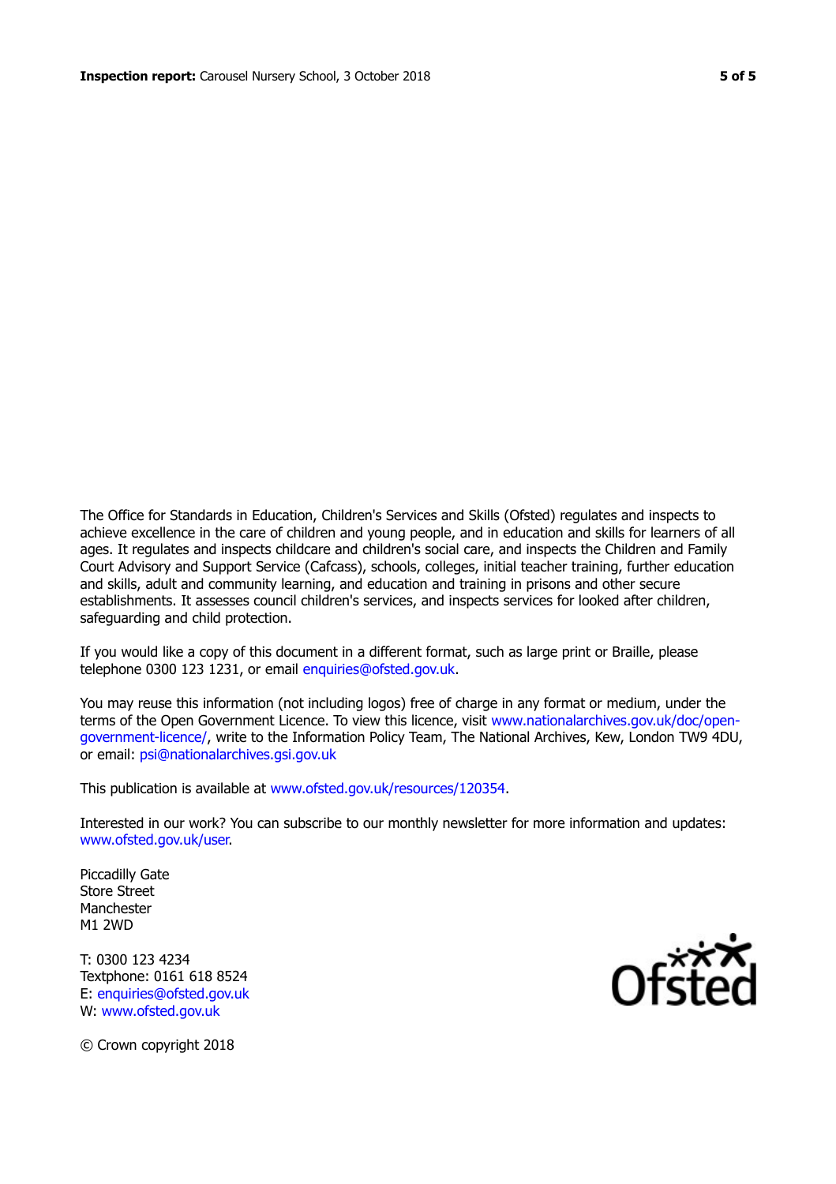The Office for Standards in Education, Children's Services and Skills (Ofsted) regulates and inspects to achieve excellence in the care of children and young people, and in education and skills for learners of all ages. It regulates and inspects childcare and children's social care, and inspects the Children and Family Court Advisory and Support Service (Cafcass), schools, colleges, initial teacher training, further education and skills, adult and community learning, and education and training in prisons and other secure establishments. It assesses council children's services, and inspects services for looked after children, safeguarding and child protection.

If you would like a copy of this document in a different format, such as large print or Braille, please telephone 0300 123 1231, or email enquiries@ofsted.gov.uk.

You may reuse this information (not including logos) free of charge in any format or medium, under the terms of the Open Government Licence. To view this licence, visit www.nationalarchives.gov.uk/doc/open-government-licence/, write to the Information Policy Team, The National Archives, Kew, London TW9 4DU, or email: psi@nationalarchives.gsi.gov.uk

This publication is available at www.ofsted.gov.uk/resources/120354.

Interested in our work? You can subscribe to our monthly newsletter for more information and updates: www.ofsted.gov.uk/user.

Piccadilly Gate
Store Street
Manchester
M1 2WD

T: 0300 123 4234
Textphone: 0161 618 8524
E: enquiries@ofsted.gov.uk
W: www.ofsted.gov.uk

© Crown copyright 2018